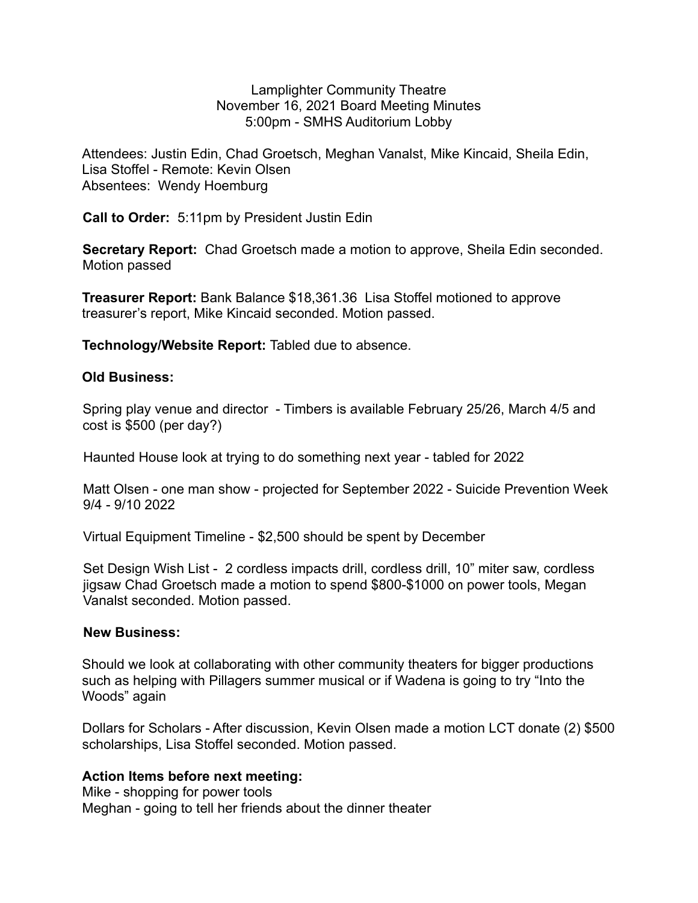# Lamplighter Community Theatre
## November 16, 2021 Board Meeting Minutes
### 5:00pm - SMHS Auditorium Lobby

Attendees: Justin Edin, Chad Groetsch, Meghan Vanalst, Mike Kincaid, Sheila Edin, Lisa Stoffel - Remote: Kevin Olsen
Absentees: Wendy Hoemburg

**Call to Order:** 5:11pm by President Justin Edin

**Secretary Report:** Chad Groetsch made a motion to approve, Sheila Edin seconded. Motion passed

**Treasurer Report:** Bank Balance $18,361.36 Lisa Stoffel motioned to approve treasurer's report, Mike Kincaid seconded. Motion passed.

**Technology/Website Report:** Tabled due to absence.

**Old Business:**

Spring play venue and director - Timbers is available February 25/26, March 4/5 and cost is $500 (per day?)

Haunted House look at trying to do something next year - tabled for 2022

Matt Olsen - one man show - projected for September 2022 - Suicide Prevention Week 9/4 - 9/10 2022

Virtual Equipment Timeline - $2,500 should be spent by December

Set Design Wish List - 2 cordless impacts drill, cordless drill, 10" miter saw, cordless jigsaw Chad Groetsch made a motion to spend $800-$1000 on power tools, Megan Vanalst seconded. Motion passed.

**New Business:**

Should we look at collaborating with other community theaters for bigger productions such as helping with Pillagers summer musical or if Wadena is going to try "Into the Woods" again

Dollars for Scholars - After discussion, Kevin Olsen made a motion LCT donate (2) $500 scholarships, Lisa Stoffel seconded. Motion passed.

**Action Items before next meeting:**
Mike - shopping for power tools
Meghan - going to tell her friends about the dinner theater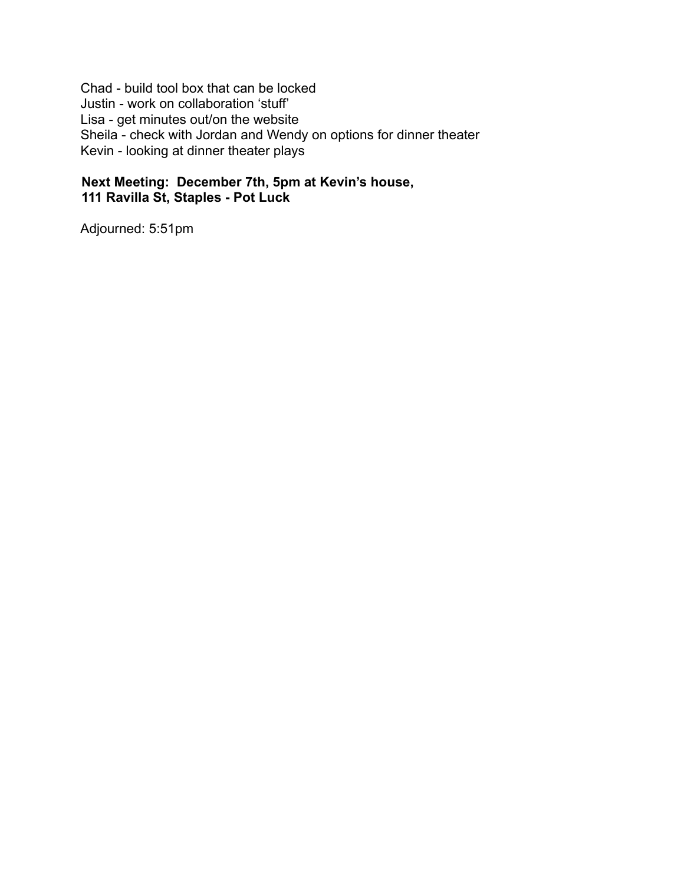Chad - build tool box that can be locked
Justin - work on collaboration 'stuff'
Lisa - get minutes out/on the website
Sheila - check with Jordan and Wendy on options for dinner theater
Kevin - looking at dinner theater plays

**Next Meeting: December 7th, 5pm at Kevin's house,**
**111 Ravilla St, Staples - Pot Luck**

Adjourned: 5:51pm